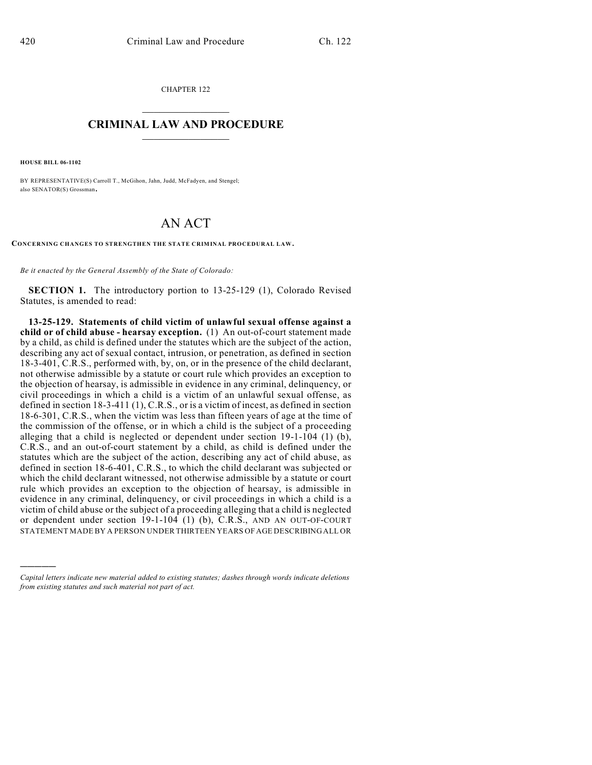CHAPTER 122

# CRIMINAL LAW AND PROCEDURE

**HOUSE BILL 06-1102**

BY REPRESENTATIVE(S) Carroll T., McGihon, Jahn, Judd, McFadyen, and Stengel; also SENATOR(S) Grossman.

# AN ACT

**CONCERNING CHANGES TO STRENGTHEN THE STATE CRIMINAL PROCEDURAL LAW.**

*Be it enacted by the General Assembly of the State of Colorado:*

**SECTION 1.** The introductory portion to 13-25-129 (1), Colorado Revised Statutes, is amended to read:

**13-25-129. Statements of child victim of unlawful sexual offense against a child or of child abuse - hearsay exception.** (1) An out-of-court statement made by a child, as child is defined under the statutes which are the subject of the action, describing any act of sexual contact, intrusion, or penetration, as defined in section 18-3-401, C.R.S., performed with, by, on, or in the presence of the child declarant, not otherwise admissible by a statute or court rule which provides an exception to the objection of hearsay, is admissible in evidence in any criminal, delinquency, or civil proceedings in which a child is a victim of an unlawful sexual offense, as defined in section 18-3-411 (1), C.R.S., or is a victim of incest, as defined in section 18-6-301, C.R.S., when the victim was less than fifteen years of age at the time of the commission of the offense, or in which a child is the subject of a proceeding alleging that a child is neglected or dependent under section 19-1-104 (1) (b), C.R.S., and an out-of-court statement by a child, as child is defined under the statutes which are the subject of the action, describing any act of child abuse, as defined in section 18-6-401, C.R.S., to which the child declarant was subjected or which the child declarant witnessed, not otherwise admissible by a statute or court rule which provides an exception to the objection of hearsay, is admissible in evidence in any criminal, delinquency, or civil proceedings in which a child is a victim of child abuse or the subject of a proceeding alleging that a child is neglected or dependent under section 19-1-104 (1) (b), C.R.S., AND AN OUT-OF-COURT STATEMENT MADE BY A PERSON UNDER THIRTEEN YEARS OF AGE DESCRIBING ALL OR

---

*Capital letters indicate new material added to existing statutes; dashes through words indicate deletions from existing statutes and such material not part of act.*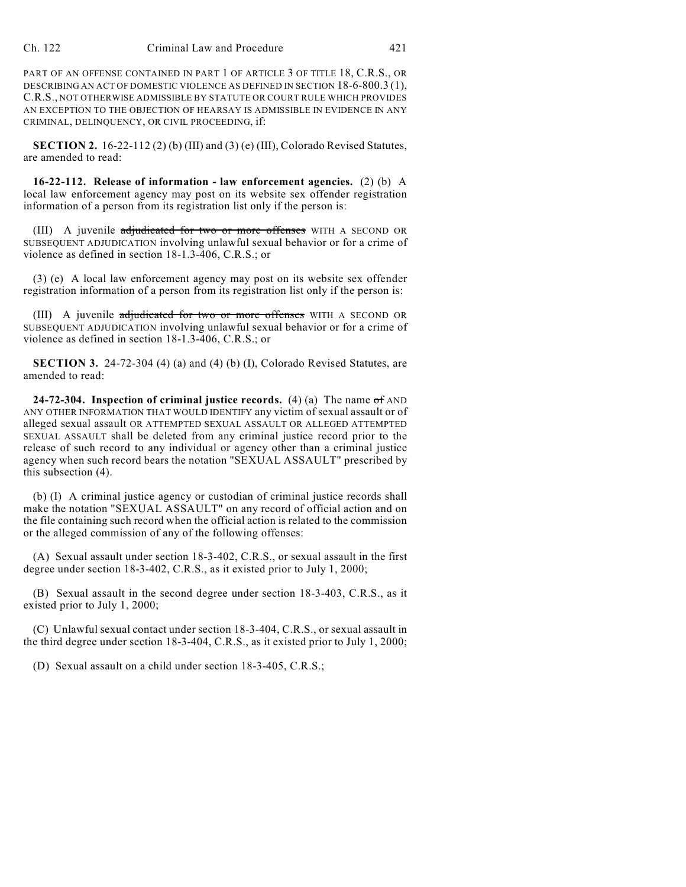PART OF AN OFFENSE CONTAINED IN PART 1 OF ARTICLE 3 OF TITLE 18, C.R.S., OR DESCRIBING AN ACT OF DOMESTIC VIOLENCE AS DEFINED IN SECTION 18-6-800.3 (1), C.R.S., NOT OTHERWISE ADMISSIBLE BY STATUTE OR COURT RULE WHICH PROVIDES AN EXCEPTION TO THE OBJECTION OF HEARSAY IS ADMISSIBLE IN EVIDENCE IN ANY CRIMINAL, DELINQUENCY, OR CIVIL PROCEEDING, if:

**SECTION 2.** 16-22-112 (2) (b) (III) and (3) (e) (III), Colorado Revised Statutes, are amended to read:

**16-22-112. Release of information - law enforcement agencies.** (2) (b) A local law enforcement agency may post on its website sex offender registration information of a person from its registration list only if the person is:

(III) A juvenile ~~adjudicated for two or more offenses~~ WITH A SECOND OR SUBSEQUENT ADJUDICATION involving unlawful sexual behavior or for a crime of violence as defined in section 18-1.3-406, C.R.S.; or

(3) (e) A local law enforcement agency may post on its website sex offender registration information of a person from its registration list only if the person is:

(III) A juvenile ~~adjudicated for two or more offenses~~ WITH A SECOND OR SUBSEQUENT ADJUDICATION involving unlawful sexual behavior or for a crime of violence as defined in section 18-1.3-406, C.R.S.; or

**SECTION 3.** 24-72-304 (4) (a) and (4) (b) (I), Colorado Revised Statutes, are amended to read:

**24-72-304. Inspection of criminal justice records.** (4) (a) The name ~~of~~ AND ANY OTHER INFORMATION THAT WOULD IDENTIFY any victim of sexual assault or of alleged sexual assault OR ATTEMPTED SEXUAL ASSAULT OR ALLEGED ATTEMPTED SEXUAL ASSAULT shall be deleted from any criminal justice record prior to the release of such record to any individual or agency other than a criminal justice agency when such record bears the notation "SEXUAL ASSAULT" prescribed by this subsection (4).

(b) (I) A criminal justice agency or custodian of criminal justice records shall make the notation "SEXUAL ASSAULT" on any record of official action and on the file containing such record when the official action is related to the commission or the alleged commission of any of the following offenses:

(A) Sexual assault under section 18-3-402, C.R.S., or sexual assault in the first degree under section 18-3-402, C.R.S., as it existed prior to July 1, 2000;

(B) Sexual assault in the second degree under section 18-3-403, C.R.S., as it existed prior to July 1, 2000;

(C) Unlawful sexual contact under section 18-3-404, C.R.S., or sexual assault in the third degree under section 18-3-404, C.R.S., as it existed prior to July 1, 2000;

(D) Sexual assault on a child under section 18-3-405, C.R.S.;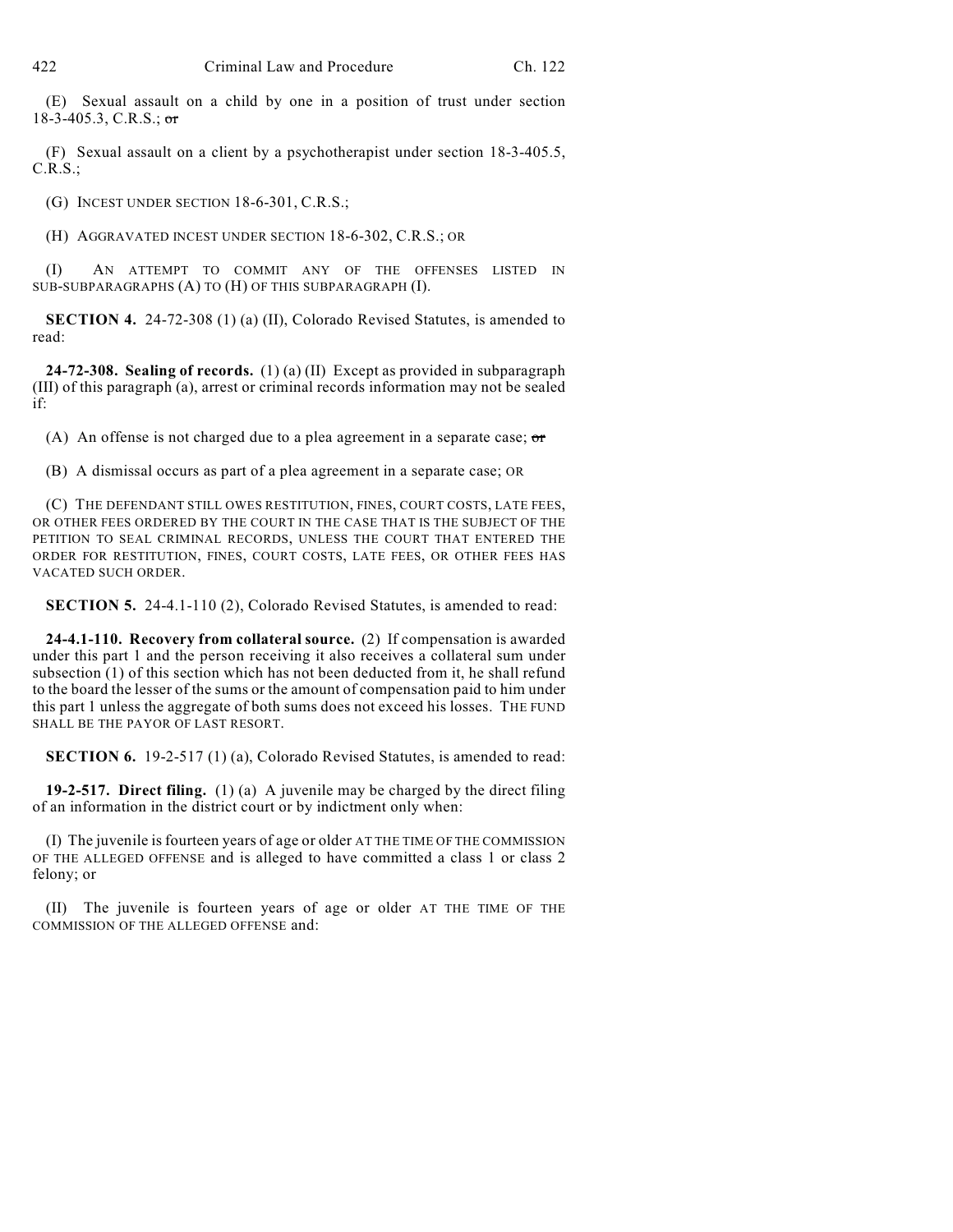(E) Sexual assault on a child by one in a position of trust under section 18-3-405.3, C.R.S.; ~~or~~

(F) Sexual assault on a client by a psychotherapist under section 18-3-405.5, C.R.S.;

(G) INCEST UNDER SECTION 18-6-301, C.R.S.;

(H) AGGRAVATED INCEST UNDER SECTION 18-6-302, C.R.S.; OR

(I) AN ATTEMPT TO COMMIT ANY OF THE OFFENSES LISTED IN SUB-SUBPARAGRAPHS (A) TO (H) OF THIS SUBPARAGRAPH (I).

**SECTION 4.** 24-72-308 (1) (a) (II), Colorado Revised Statutes, is amended to read:

**24-72-308. Sealing of records.** (1) (a) (II) Except as provided in subparagraph (III) of this paragraph (a), arrest or criminal records information may not be sealed if:

(A) An offense is not charged due to a plea agreement in a separate case; ~~or~~

(B) A dismissal occurs as part of a plea agreement in a separate case; OR

(C) THE DEFENDANT STILL OWES RESTITUTION, FINES, COURT COSTS, LATE FEES, OR OTHER FEES ORDERED BY THE COURT IN THE CASE THAT IS THE SUBJECT OF THE PETITION TO SEAL CRIMINAL RECORDS, UNLESS THE COURT THAT ENTERED THE ORDER FOR RESTITUTION, FINES, COURT COSTS, LATE FEES, OR OTHER FEES HAS VACATED SUCH ORDER.

**SECTION 5.** 24-4.1-110 (2), Colorado Revised Statutes, is amended to read:

**24-4.1-110. Recovery from collateral source.** (2) If compensation is awarded under this part 1 and the person receiving it also receives a collateral sum under subsection (1) of this section which has not been deducted from it, he shall refund to the board the lesser of the sums or the amount of compensation paid to him under this part 1 unless the aggregate of both sums does not exceed his losses. THE FUND SHALL BE THE PAYOR OF LAST RESORT.

**SECTION 6.** 19-2-517 (1) (a), Colorado Revised Statutes, is amended to read:

**19-2-517. Direct filing.** (1) (a) A juvenile may be charged by the direct filing of an information in the district court or by indictment only when:

(I) The juvenile is fourteen years of age or older AT THE TIME OF THE COMMISSION OF THE ALLEGED OFFENSE and is alleged to have committed a class 1 or class 2 felony; or

(II) The juvenile is fourteen years of age or older AT THE TIME OF THE COMMISSION OF THE ALLEGED OFFENSE and: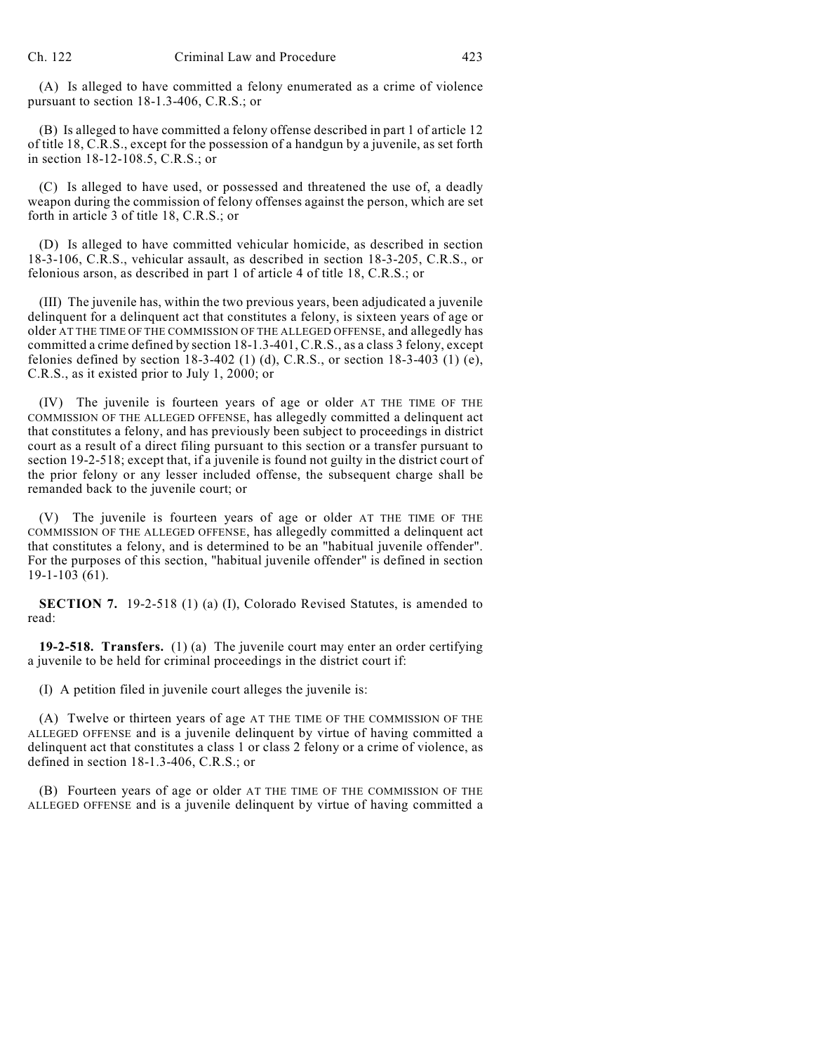(A) Is alleged to have committed a felony enumerated as a crime of violence pursuant to section 18-1.3-406, C.R.S.; or

(B) Is alleged to have committed a felony offense described in part 1 of article 12 of title 18, C.R.S., except for the possession of a handgun by a juvenile, as set forth in section 18-12-108.5, C.R.S.; or

(C) Is alleged to have used, or possessed and threatened the use of, a deadly weapon during the commission of felony offenses against the person, which are set forth in article 3 of title 18, C.R.S.; or

(D) Is alleged to have committed vehicular homicide, as described in section 18-3-106, C.R.S., vehicular assault, as described in section 18-3-205, C.R.S., or felonious arson, as described in part 1 of article 4 of title 18, C.R.S.; or

(III) The juvenile has, within the two previous years, been adjudicated a juvenile delinquent for a delinquent act that constitutes a felony, is sixteen years of age or older AT THE TIME OF THE COMMISSION OF THE ALLEGED OFFENSE, and allegedly has committed a crime defined by section 18-1.3-401, C.R.S., as a class 3 felony, except felonies defined by section 18-3-402 (1) (d), C.R.S., or section 18-3-403 (1) (e), C.R.S., as it existed prior to July 1, 2000; or

(IV) The juvenile is fourteen years of age or older AT THE TIME OF THE COMMISSION OF THE ALLEGED OFFENSE, has allegedly committed a delinquent act that constitutes a felony, and has previously been subject to proceedings in district court as a result of a direct filing pursuant to this section or a transfer pursuant to section 19-2-518; except that, if a juvenile is found not guilty in the district court of the prior felony or any lesser included offense, the subsequent charge shall be remanded back to the juvenile court; or

(V) The juvenile is fourteen years of age or older AT THE TIME OF THE COMMISSION OF THE ALLEGED OFFENSE, has allegedly committed a delinquent act that constitutes a felony, and is determined to be an "habitual juvenile offender". For the purposes of this section, "habitual juvenile offender" is defined in section 19-1-103 (61).

**SECTION 7.** 19-2-518 (1) (a) (I), Colorado Revised Statutes, is amended to read:

**19-2-518. Transfers.** (1) (a) The juvenile court may enter an order certifying a juvenile to be held for criminal proceedings in the district court if:

(I) A petition filed in juvenile court alleges the juvenile is:

(A) Twelve or thirteen years of age AT THE TIME OF THE COMMISSION OF THE ALLEGED OFFENSE and is a juvenile delinquent by virtue of having committed a delinquent act that constitutes a class 1 or class 2 felony or a crime of violence, as defined in section 18-1.3-406, C.R.S.; or

(B) Fourteen years of age or older AT THE TIME OF THE COMMISSION OF THE ALLEGED OFFENSE and is a juvenile delinquent by virtue of having committed a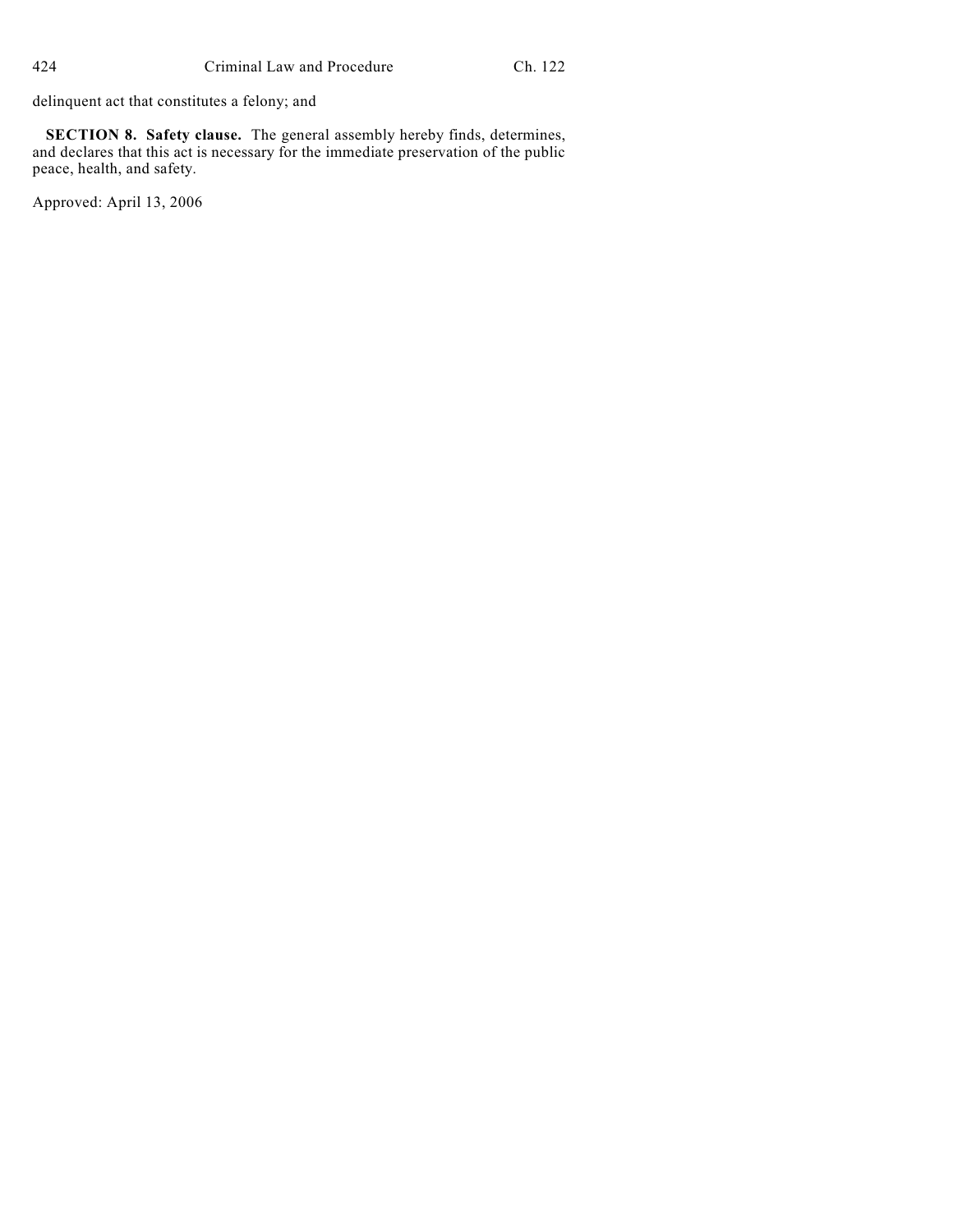delinquent act that constitutes a felony; and

**SECTION 8. Safety clause.** The general assembly hereby finds, determines, and declares that this act is necessary for the immediate preservation of the public peace, health, and safety.

Approved: April 13, 2006